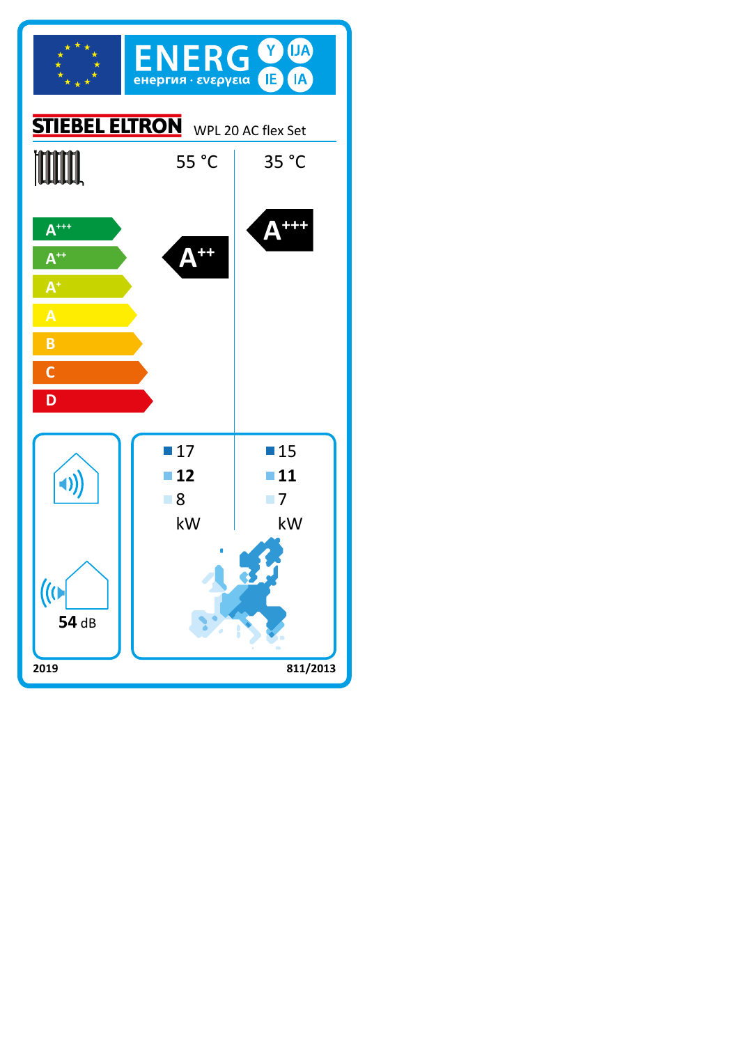# ENERG Y IJA IE IA

енергия · ενεργεια

**STIEBEL ELTRON** WPL 20 AC flex Set

| | 55 °C | 35 °C |
|---|---|---|
| Energy efficiency class | A++ | A+++ |

Scale: A+++, A++, A+, A, B, C, D

| | 55 °C | 35 °C |
|---|---|---|
| | 17 | 15 |
| | **12** | **11** |
| | 8 | 7 |
| | kW | kW |

**54** dB

**2019** **811/2013**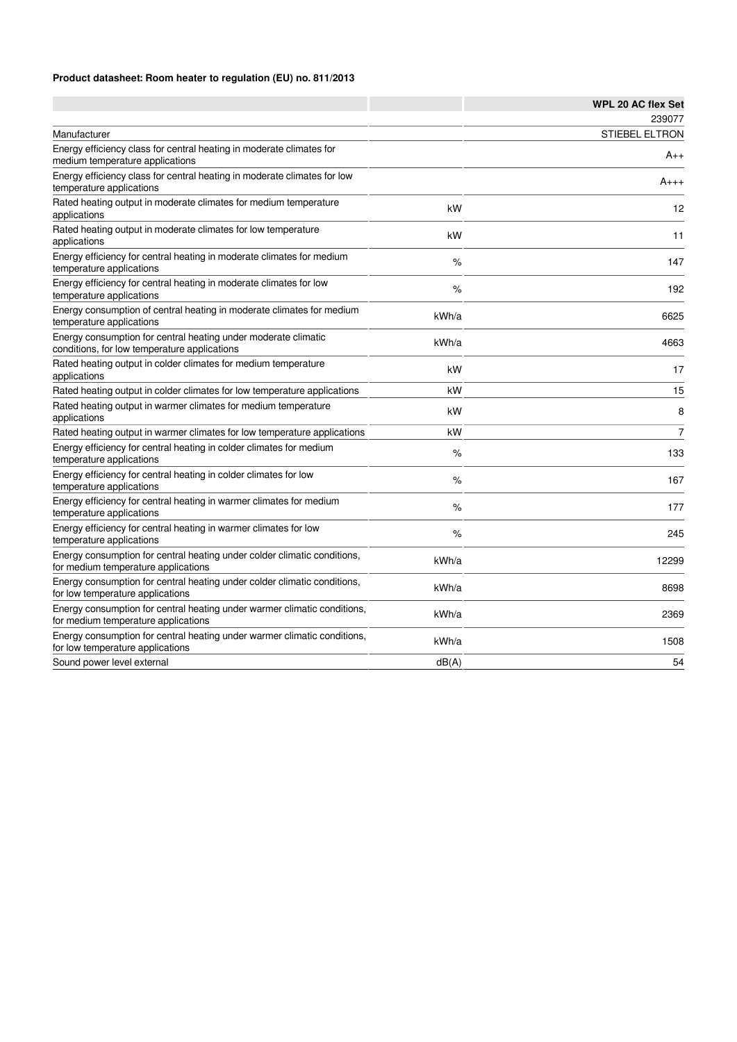**Product datasheet: Room heater to regulation (EU) no. 811/2013**

| | | WPL 20 AC flex Set |
|---|---|---|
| | | 239077 |
| Manufacturer | | STIEBEL ELTRON |
| Energy efficiency class for central heating in moderate climates for medium temperature applications | | A++ |
| Energy efficiency class for central heating in moderate climates for low temperature applications | | A+++ |
| Rated heating output in moderate climates for medium temperature applications | kW | 12 |
| Rated heating output in moderate climates for low temperature applications | kW | 11 |
| Energy efficiency for central heating in moderate climates for medium temperature applications | % | 147 |
| Energy efficiency for central heating in moderate climates for low temperature applications | % | 192 |
| Energy consumption of central heating in moderate climates for medium temperature applications | kWh/a | 6625 |
| Energy consumption for central heating under moderate climatic conditions, for low temperature applications | kWh/a | 4663 |
| Rated heating output in colder climates for medium temperature applications | kW | 17 |
| Rated heating output in colder climates for low temperature applications | kW | 15 |
| Rated heating output in warmer climates for medium temperature applications | kW | 8 |
| Rated heating output in warmer climates for low temperature applications | kW | 7 |
| Energy efficiency for central heating in colder climates for medium temperature applications | % | 133 |
| Energy efficiency for central heating in colder climates for low temperature applications | % | 167 |
| Energy efficiency for central heating in warmer climates for medium temperature applications | % | 177 |
| Energy efficiency for central heating in warmer climates for low temperature applications | % | 245 |
| Energy consumption for central heating under colder climatic conditions, for medium temperature applications | kWh/a | 12299 |
| Energy consumption for central heating under colder climatic conditions, for low temperature applications | kWh/a | 8698 |
| Energy consumption for central heating under warmer climatic conditions, for medium temperature applications | kWh/a | 2369 |
| Energy consumption for central heating under warmer climatic conditions, for low temperature applications | kWh/a | 1508 |
| Sound power level external | dB(A) | 54 |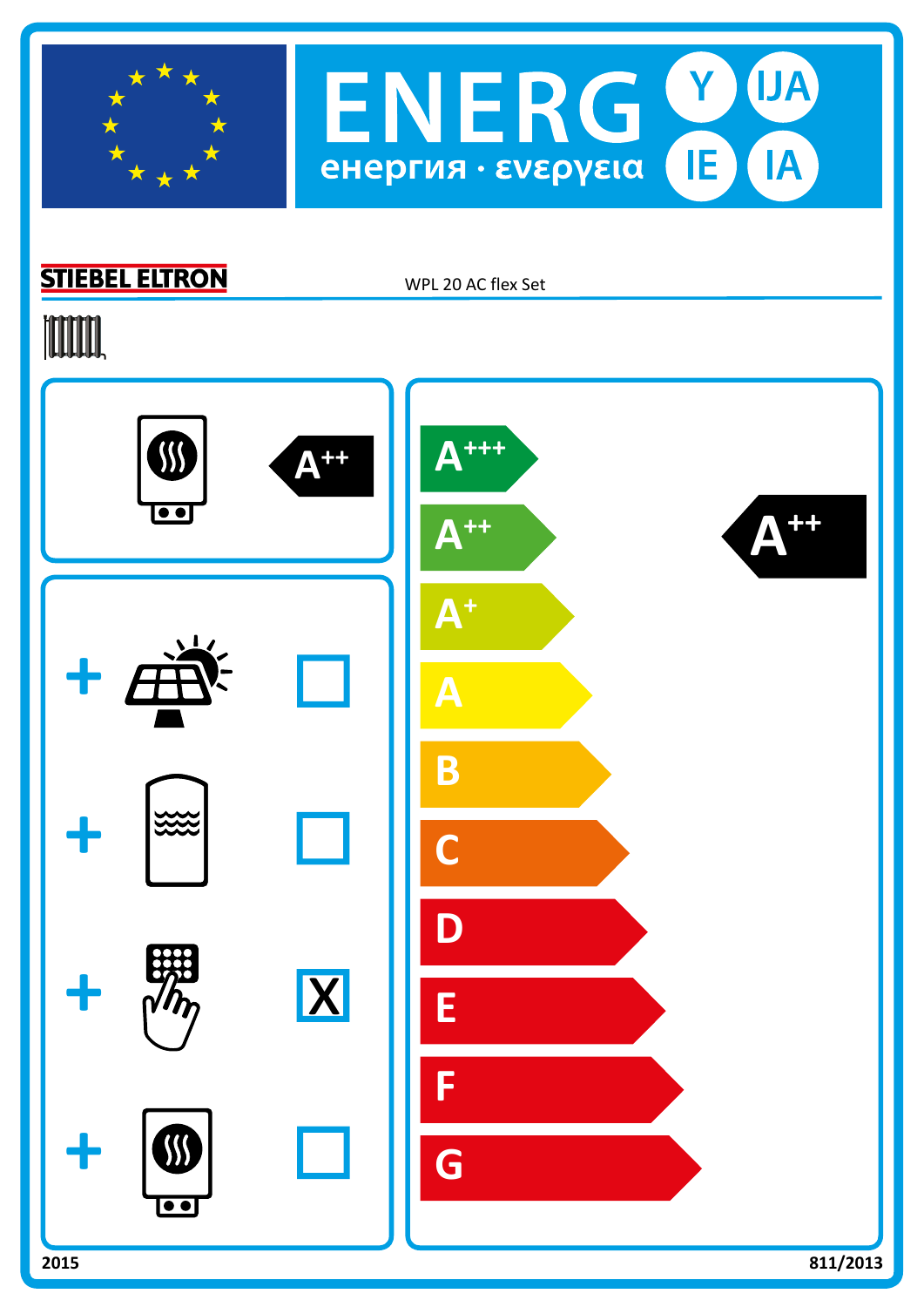# ENERG Y IJA IE IA

енергия · ενεργεια

**STIEBEL ELTRON** WPL 20 AC flex Set

A++

| + | Checked |
|---|---|
| + (solar) | ☐ |
| + (storage tank) | ☐ |
| + (temperature control) | X |
| + (supplementary heater) | ☐ |

- A+++
- A++
- A+
- A
- B
- C
- D
- E
- F
- G

**A++**

2015

811/2013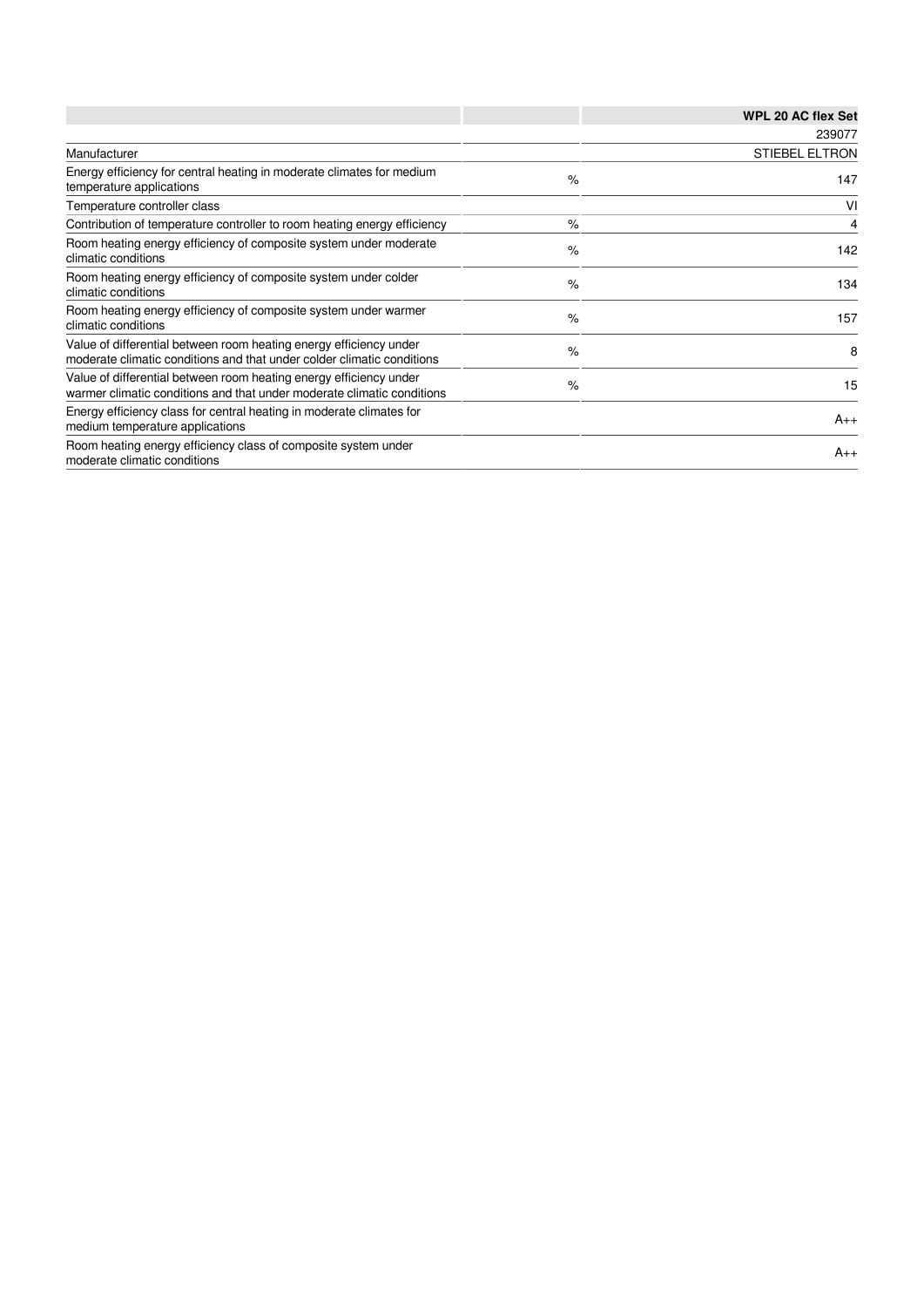| | | WPL 20 AC flex Set |
|---|---|---|
| | | 239077 |
| Manufacturer | | STIEBEL ELTRON |
| Energy efficiency for central heating in moderate climates for medium temperature applications | % | 147 |
| Temperature controller class | | VI |
| Contribution of temperature controller to room heating energy efficiency | % | 4 |
| Room heating energy efficiency of composite system under moderate climatic conditions | % | 142 |
| Room heating energy efficiency of composite system under colder climatic conditions | % | 134 |
| Room heating energy efficiency of composite system under warmer climatic conditions | % | 157 |
| Value of differential between room heating energy efficiency under moderate climatic conditions and that under colder climatic conditions | % | 8 |
| Value of differential between room heating energy efficiency under warmer climatic conditions and that under moderate climatic conditions | % | 15 |
| Energy efficiency class for central heating in moderate climates for medium temperature applications | | A++ |
| Room heating energy efficiency class of composite system under moderate climatic conditions | | A++ |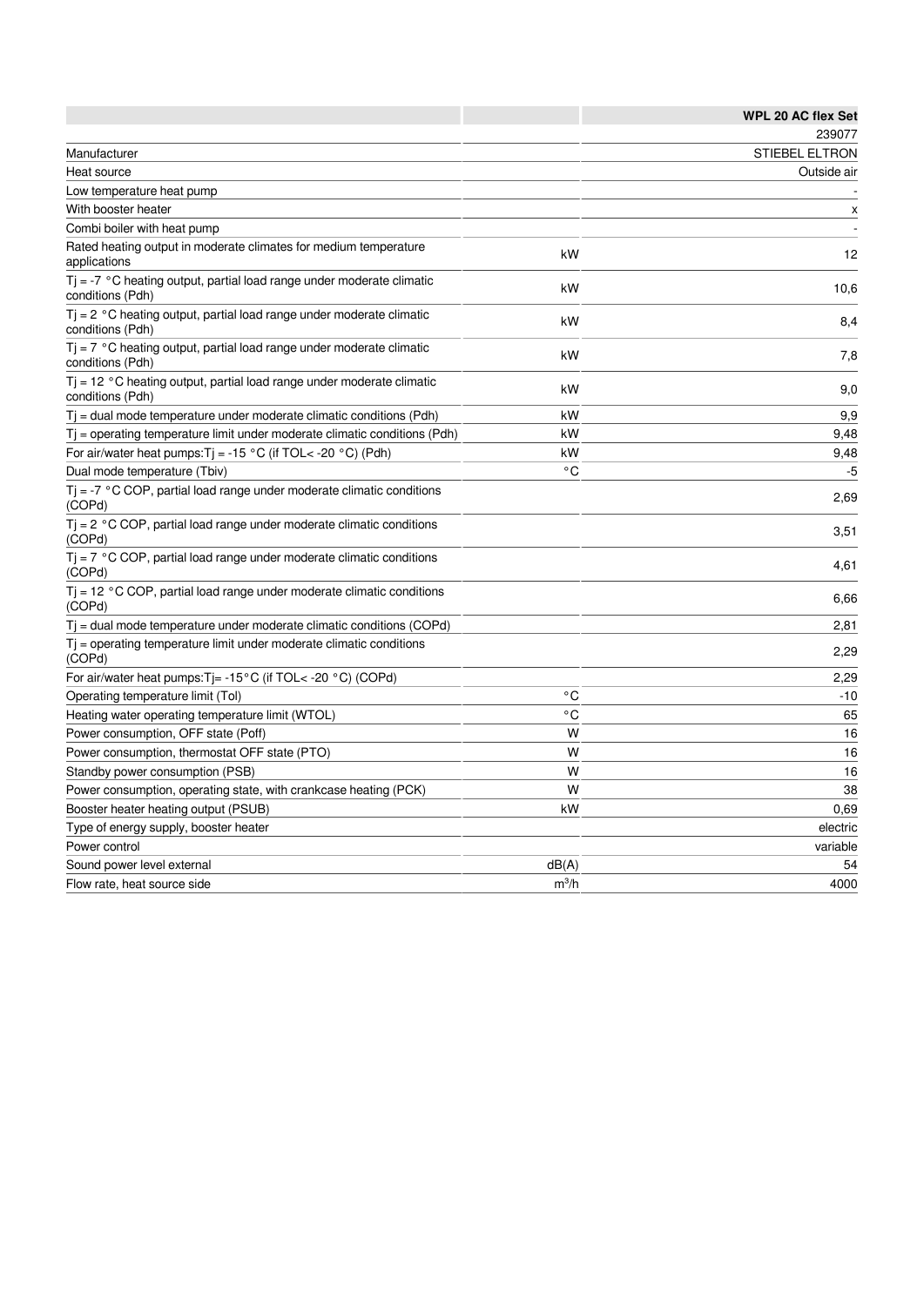| | | WPL 20 AC flex Set |
|---|---|---|
| | | 239077 |
| Manufacturer | | STIEBEL ELTRON |
| Heat source | | Outside air |
| Low temperature heat pump | | - |
| With booster heater | | x |
| Combi boiler with heat pump | | - |
| Rated heating output in moderate climates for medium temperature applications | kW | 12 |
| Tj = -7 °C heating output, partial load range under moderate climatic conditions (Pdh) | kW | 10,6 |
| Tj = 2 °C heating output, partial load range under moderate climatic conditions (Pdh) | kW | 8,4 |
| Tj = 7 °C heating output, partial load range under moderate climatic conditions (Pdh) | kW | 7,8 |
| Tj = 12 °C heating output, partial load range under moderate climatic conditions (Pdh) | kW | 9,0 |
| Tj = dual mode temperature under moderate climatic conditions (Pdh) | kW | 9,9 |
| Tj = operating temperature limit under moderate climatic conditions (Pdh) | kW | 9,48 |
| For air/water heat pumps:Tj = -15 °C (if TOL< -20 °C) (Pdh) | kW | 9,48 |
| Dual mode temperature (Tbiv) | °C | -5 |
| Tj = -7 °C COP, partial load range under moderate climatic conditions (COPd) | | 2,69 |
| Tj = 2 °C COP, partial load range under moderate climatic conditions (COPd) | | 3,51 |
| Tj = 7 °C COP, partial load range under moderate climatic conditions (COPd) | | 4,61 |
| Tj = 12 °C COP, partial load range under moderate climatic conditions (COPd) | | 6,66 |
| Tj = dual mode temperature under moderate climatic conditions (COPd) | | 2,81 |
| Tj = operating temperature limit under moderate climatic conditions (COPd) | | 2,29 |
| For air/water heat pumps:Tj= -15°C (if TOL< -20 °C) (COPd) | | 2,29 |
| Operating temperature limit (Tol) | °C | -10 |
| Heating water operating temperature limit (WTOL) | °C | 65 |
| Power consumption, OFF state (Poff) | W | 16 |
| Power consumption, thermostat OFF state (PTO) | W | 16 |
| Standby power consumption (PSB) | W | 16 |
| Power consumption, operating state, with crankcase heating (PCK) | W | 38 |
| Booster heater heating output (PSUB) | kW | 0,69 |
| Type of energy supply, booster heater | | electric |
| Power control | | variable |
| Sound power level external | dB(A) | 54 |
| Flow rate, heat source side | $m^3/h$ | 4000 |